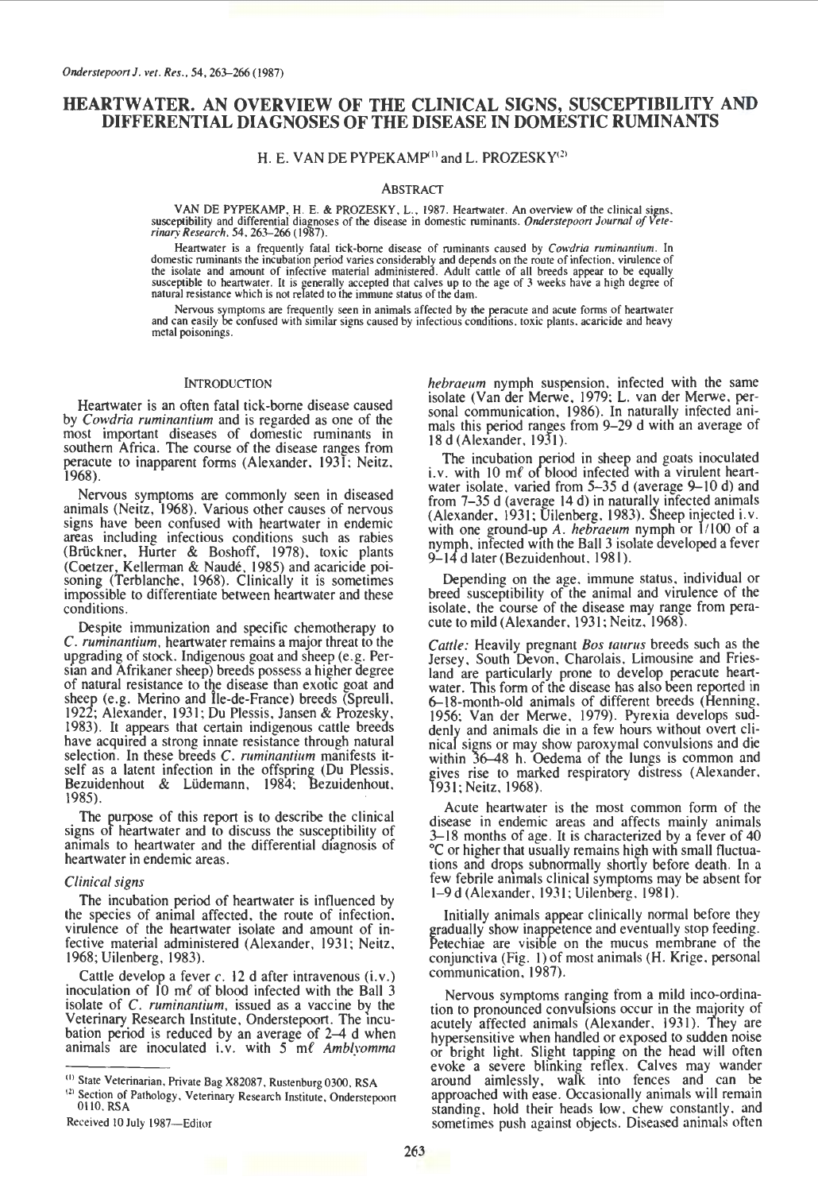# HEARTWATER. AN OVERVIEW OF THE CLINICAL SIGNS, SUSCEPTIBILITY AND DIFFERENTIAL DIAGNOSES OF THE DISEASE IN DOMESTIC RUMINANTS

H. E. VAN DE PYPEKAMP[1] and L. PROZESKY[2]

## ABSTRACT

VAN DE PYPEKAMP, H. E. & PROZESKY, L., 1987. Heartwater. An overview of the clinical signs, susceptibility and differential diagnoses of the disease in domestic ruminants. *Onderstepoort Journal of Veterinary Research*, 54, 263–266 (1987).

Heartwater is a frequently fatal tick-borne disease of ruminants caused by *Cowdria ruminantium*. In domestic ruminants the incubation period varies considerably and depends on the route of infection, virulence of the isolate and amount of infective material administered. Adult cattle of all breeds appear to be equally susceptible to heartwater. It is generally accepted that calves up to the age of 3 weeks have a high degree of natural resistance which is not related to the immune status of the dam.

Nervous symptoms are frequently seen in animals affected by the peracute and acute forms of heartwater and can easily be confused with similar signs caused by infectious conditions, toxic plants, acaricide and heavy metal poisonings.

## INTRODUCTION

Heartwater is an often fatal tick-borne disease caused by *Cowdria ruminantium* and is regarded as one of the most important diseases of domestic ruminants in southern Africa. The course of the disease ranges from peracute to inapparent forms (Alexander, 1931; Neitz, 1968).

Nervous symptoms are commonly seen in diseased animals (Neitz, 1968). Various other causes of nervous signs have been confused with heartwater in endemic areas including infectious conditions such as rabies (Brückner, Hurter & Boshoff, 1978), toxic plants (Coetzer, Kellerman & Naudé, 1985) and acaricide poisoning (Terblanche, 1968). Clinically it is sometimes impossible to differentiate between heartwater and these conditions.

Despite immunization and specific chemotherapy to *C. ruminantium*, heartwater remains a major threat to the upgrading of stock. Indigenous goat and sheep (e.g. Persian and Afrikaner sheep) breeds possess a higher degree of natural resistance to the disease than exotic goat and sheep (e.g. Merino and Ile-de-France) breeds (Spreull, 1922; Alexander, 1931; Du Plessis, Jansen & Prozesky, 1983). It appears that certain indigenous cattle breeds have acquired a strong innate resistance through natural selection. In these breeds *C. ruminantium* manifests itself as a latent infection in the offspring (Du Plessis, Bezuidenhout & Lüdemann, 1984; Bezuidenhout, 1985).

The purpose of this report is to describe the clinical signs of heartwater and to discuss the susceptibility of animals to heartwater and the differential diagnosis of heartwater in endemic areas.

### *Clinical signs*

The incubation period of heartwater is influenced by the species of animal affected, the route of infection, virulence of the heartwater isolate and amount of infective material administered (Alexander, 1931; Neitz, 1968; Uilenberg, 1983).

Cattle develop a fever *c.* 12 d after intravenous (i.v.) inoculation of 10 mℓ of blood infected with the Ball 3 isolate of *C. ruminantium*, issued as a vaccine by the Veterinary Research Institute, Onderstepoort. The incubation period is reduced by an average of 2–4 d when animals are inoculated i.v. with 5 mℓ *Amblyomma hebraeum* nymph suspension, infected with the same isolate (Van der Merwe, 1979; L. van der Merwe, personal communication, 1986). In naturally infected animals this period ranges from 9–29 d with an average of 18 d (Alexander, 1931).

The incubation period in sheep and goats inoculated i.v. with 10 mℓ of blood infected with a virulent heartwater isolate, varied from 5–35 d (average 9–10 d) and from 7–35 d (average 14 d) in naturally infected animals (Alexander, 1931; Uilenberg, 1983). Sheep injected i.v. with one ground-up *A. hebraeum* nymph or 1/100 of a nymph, infected with the Ball 3 isolate developed a fever 9–14 d later (Bezuidenhout, 1981).

Depending on the age, immune status, individual or breed susceptibility of the animal and virulence of the isolate, the course of the disease may range from peracute to mild (Alexander, 1931; Neitz, 1968).

*Cattle:* Heavily pregnant *Bos taurus* breeds such as the Jersey, South Devon, Charolais, Limousine and Friesland are particularly prone to develop peracute heartwater. This form of the disease has also been reported in 6–18-month-old animals of different breeds (Henning, 1956; Van der Merwe, 1979). Pyrexia develops suddenly and animals die in a few hours without overt clinical signs or may show paroxymal convulsions and die within 36–48 h. Oedema of the lungs is common and gives rise to marked respiratory distress (Alexander, 1931; Neitz, 1968).

Acute heartwater is the most common form of the disease in endemic areas and affects mainly animals 3–18 months of age. It is characterized by a fever of 40 °C or higher that usually remains high with small fluctuations and drops subnormally shortly before death. In a few febrile animals clinical symptoms may be absent for 1–9 d (Alexander, 1931; Uilenberg, 1981).

Initially animals appear clinically normal before they gradually show inappetence and eventually stop feeding. Petechiae are visible on the mucus membrane of the conjunctiva (Fig. 1) of most animals (H. Krige, personal communication, 1987).

Nervous symptoms ranging from a mild inco-ordination to pronounced convulsions occur in the majority of acutely affected animals (Alexander, 1931). They are hypersensitive when handled or exposed to sudden noise or bright light. Slight tapping on the head will often evoke a severe blinking reflex. Calves may wander around aimlessly, walk into fences and can be approached with ease. Occasionally animals will remain standing, hold their heads low, chew constantly, and sometimes push against objects. Diseased animals often

---

[1] State Veterinarian, Private Bag X82087, Rustenburg 0300, RSA

[2] Section of Pathology, Veterinary Research Institute, Onderstepoort 0110, RSA

Received 10 July 1987—Editor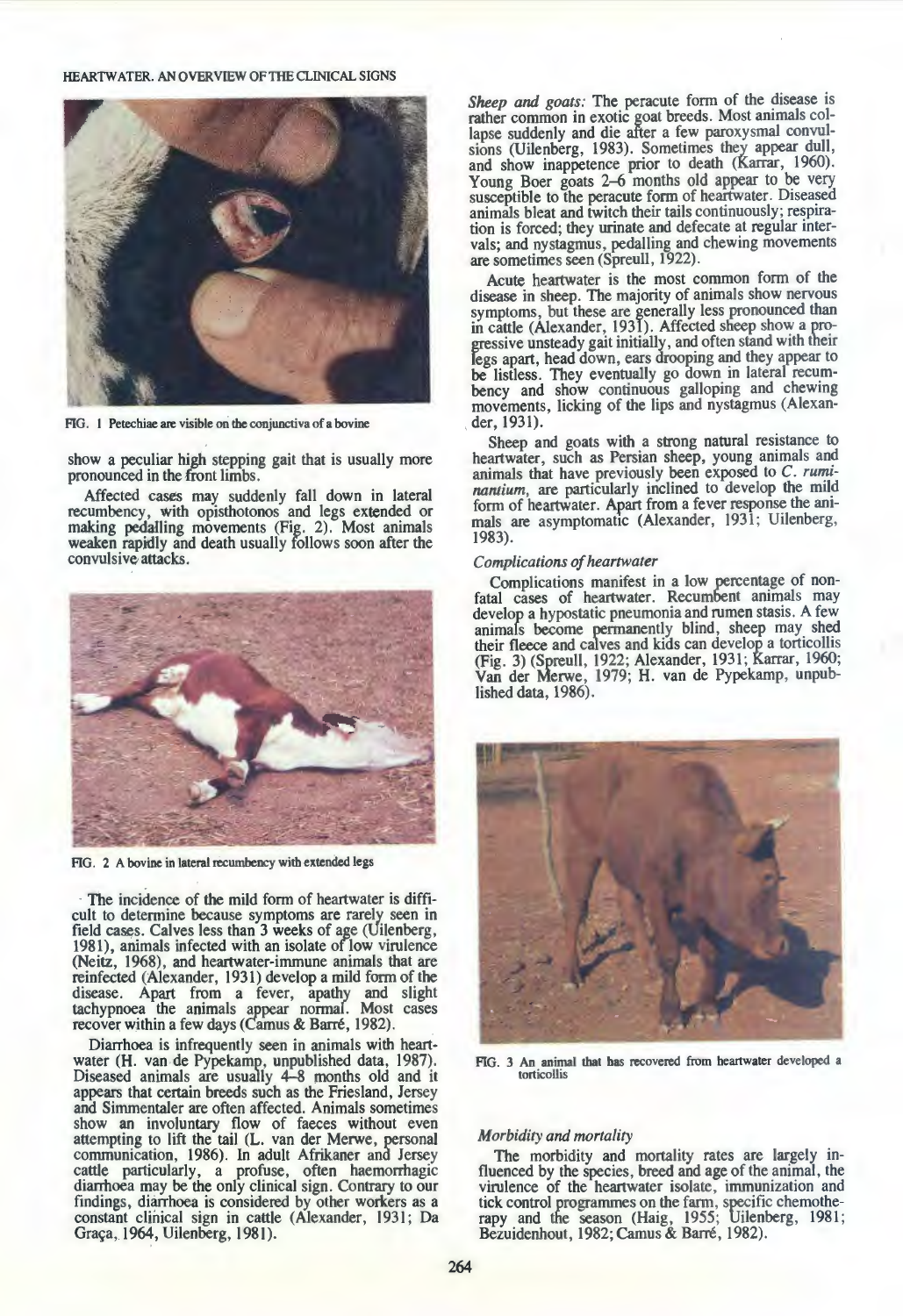FIG. 1 Petechiae are visible on the conjunctiva of a bovine

show a peculiar high stepping gait that is usually more pronounced in the front limbs.

Affected cases may suddenly fall down in lateral recumbency, with opisthotonos and legs extended or making pedalling movements (Fig. 2). Most animals weaken rapidly and death usually follows soon after the convulsive attacks.

FIG. 2 A bovine in lateral recumbency with extended legs

The incidence of the mild form of heartwater is difficult to determine because symptoms are rarely seen in field cases. Calves less than 3 weeks of age (Uilenberg, 1981), animals infected with an isolate of low virulence (Neitz, 1968), and heartwater-immune animals that are reinfected (Alexander, 1931) develop a mild form of the disease. Apart from a fever, apathy and slight tachypnoea the animals appear normal. Most cases recover within a few days (Camus & Barré, 1982).

Diarrhoea is infrequently seen in animals with heartwater (H. van de Pypekamp, unpublished data, 1987). Diseased animals are usually 4–8 months old and it appears that certain breeds such as the Friesland, Jersey and Simmentaler are often affected. Animals sometimes show an involuntary flow of faeces without even attempting to lift the tail (L. van der Merwe, personal communication, 1986). In adult Afrikaner and Jersey cattle particularly, a profuse, often haemorrhagic diarrhoea may be the only clinical sign. Contrary to our findings, diarrhoea is considered by other workers as a constant clinical sign in cattle (Alexander, 1931; Da Graça, 1964, Uilenberg, 1981).

*Sheep and goats:* The peracute form of the disease is rather common in exotic goat breeds. Most animals collapse suddenly and die after a few paroxysmal convulsions (Uilenberg, 1983). Sometimes they appear dull, and show inappetence prior to death (Karrar, 1960). Young Boer goats 2–6 months old appear to be very susceptible to the peracute form of heartwater. Diseased animals bleat and twitch their tails continuously; respiration is forced; they urinate and defecate at regular intervals; and nystagmus, pedalling and chewing movements are sometimes seen (Spreull, 1922).

Acute heartwater is the most common form of the disease in sheep. The majority of animals show nervous symptoms, but these are generally less pronounced than in cattle (Alexander, 1931). Affected sheep show a progressive unsteady gait initially, and often stand with their legs apart, head down, ears drooping and they appear to be listless. They eventually go down in lateral recumbency and show continuous galloping and chewing movements, licking of the lips and nystagmus (Alexander, 1931).

Sheep and goats with a strong natural resistance to heartwater, such as Persian sheep, young animals and animals that have previously been exposed to *C. ruminantium*, are particularly inclined to develop the mild form of heartwater. Apart from a fever response the animals are asymptomatic (Alexander, 1931; Uilenberg, 1983).

### *Complications of heartwater*

Complications manifest in a low percentage of nonfatal cases of heartwater. Recumbent animals may develop a hypostatic pneumonia and rumen stasis. A few animals become permanently blind, sheep may shed their fleece and calves and kids can develop a torticollis (Fig. 3) (Spreull, 1922; Alexander, 1931; Karrar, 1960; Van der Merwe, 1979; H. van de Pypekamp, unpublished data, 1986).

FIG. 3 An animal that has recovered from heartwater developed a torticollis

### *Morbidity and mortality*

The morbidity and mortality rates are largely influenced by the species, breed and age of the animal, the virulence of the heartwater isolate, immunization and tick control programmes on the farm, specific chemotherapy and the season (Haig, 1955; Uilenberg, 1981; Bezuidenhout, 1982; Camus & Barré, 1982).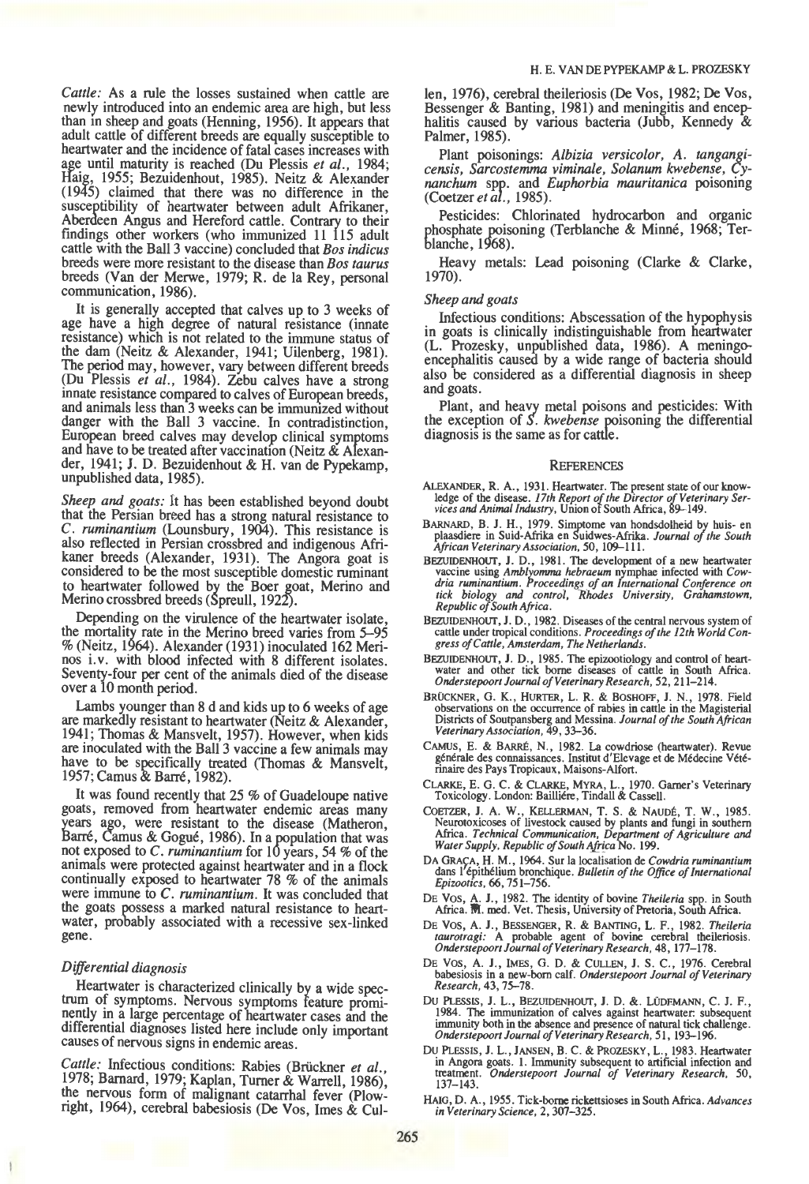*Cattle:* As a rule the losses sustained when cattle are newly introduced into an endemic area are high, but less than in sheep and goats (Henning, 1956). It appears that adult cattle of different breeds are equally susceptible to heartwater and the incidence of fatal cases increases with age until maturity is reached (Du Plessis *et al.*, 1984; Haig, 1955; Bezuidenhout, 1985). Neitz & Alexander (1945) claimed that there was no difference in the susceptibility of heartwater between adult Afrikaner, Aberdeen Angus and Hereford cattle. Contrary to their findings other workers (who immunized 11 115 adult cattle with the Ball 3 vaccine) concluded that *Bos indicus* breeds were more resistant to the disease than *Bos taurus* breeds (Van der Merwe, 1979; R. de la Rey, personal communication, 1986).

It is generally accepted that calves up to 3 weeks of age have a high degree of natural resistance (innate resistance) which is not related to the immune status of the dam (Neitz & Alexander, 1941; Uilenberg, 1981). The period may, however, vary between different breeds (Du Plessis *et al.*, 1984). Zebu calves have a strong innate resistance compared to calves of European breeds, and animals less than 3 weeks can be immunized without danger with the Ball 3 vaccine. In contradistinction, European breed calves may develop clinical symptoms and have to be treated after vaccination (Neitz & Alexander, 1941; J. D. Bezuidenhout & H. van de Pypekamp, unpublished data, 1985).

*Sheep and goats:* It has been established beyond doubt that the Persian breed has a strong natural resistance to *C. ruminantium* (Lounsbury, 1904). This resistance is also reflected in Persian crossbred and indigenous Afrikaner breeds (Alexander, 1931). The Angora goat is considered to be the most susceptible domestic ruminant to heartwater followed by the Boer goat, Merino and Merino crossbred breeds (Spreull, 1922).

Depending on the virulence of the heartwater isolate, the mortality rate in the Merino breed varies from 5–95 % (Neitz, 1964). Alexander (1931) inoculated 162 Merinos i.v. with blood infected with 8 different isolates. Seventy-four per cent of the animals died of the disease over a 10 month period.

Lambs younger than 8 d and kids up to 6 weeks of age are markedly resistant to heartwater (Neitz & Alexander, 1941; Thomas & Mansvelt, 1957). However, when kids are inoculated with the Ball 3 vaccine a few animals may have to be specifically treated (Thomas & Mansvelt, 1957; Camus & Barré, 1982).

It was found recently that 25 % of Guadeloupe native goats, removed from heartwater endemic areas many years ago, were resistant to the disease (Matheron, Barré, Camus & Gogué, 1986). In a population that was not exposed to *C. ruminantium* for 10 years, 54 % of the animals were protected against heartwater and in a flock continually exposed to heartwater 78 % of the animals were immune to *C. ruminantium*. It was concluded that the goats possess a marked natural resistance to heartwater, probably associated with a recessive sex-linked gene.

### *Differential diagnosis*

Heartwater is characterized clinically by a wide spectrum of symptoms. Nervous symptoms feature prominently in a large percentage of heartwater cases and the differential diagnoses listed here include only important causes of nervous signs in endemic areas.

*Cattle:* Infectious conditions: Rabies (Brückner *et al.*, 1978; Barnard, 1979; Kaplan, Turner & Warrell, 1986), the nervous form of malignant catarrhal fever (Plowright, 1964), cerebral babesiosis (De Vos, Imes & Cullen, 1976), cerebral theileriosis (De Vos, 1982; De Vos, Bessenger & Banting, 1981) and meningitis and encephalitis caused by various bacteria (Jubb, Kennedy & Palmer, 1985).

Plant poisonings: *Albizia versicolor, A. tanganyicensis, Sarcostemma viminale, Solanum kwebense, Cynanchum* spp. and *Euphorbia mauritanica* poisoning (Coetzer *et al.*, 1985).

Pesticides: Chlorinated hydrocarbon and organic phosphate poisoning (Terblanche & Minné, 1968; Terblanche, 1968).

Heavy metals: Lead poisoning (Clarke & Clarke, 1970).

### *Sheep and goats*

Infectious conditions: Abscessation of the hypophysis in goats is clinically indistinguishable from heartwater (L. Prozesky, unpublished data, 1986). A meningoencephalitis caused by a wide range of bacteria should also be considered as a differential diagnosis in sheep and goats.

Plant, and heavy metal poisons and pesticides: With the exception of *S. kwebense* poisoning the differential diagnosis is the same as for cattle.

## REFERENCES

ALEXANDER, R. A., 1931. Heartwater. The present state of our knowledge of the disease. *17th Report of the Director of Veterinary Services and Animal Industry*, Union of South Africa, 89–149.

BARNARD, B. J. H., 1979. Simptome van hondsdolheid by huis- en plaasdiere in Suid-Afrika en Suidwes-Afrika. *Journal of the South African Veterinary Association*, 50, 109–111.

BEZUIDENHOUT, J. D., 1981. The development of a new heartwater vaccine using *Amblyomma hebraeum* nymphae infected with *Cowdria ruminantium*. *Proceedings of an International Conference on tick biology and control, Rhodes University, Grahamstown, Republic of South Africa.*

BEZUIDENHOUT, J. D., 1982. Diseases of the central nervous system of cattle under tropical conditions. *Proceedings of the 12th World Congress of Cattle, Amsterdam, The Netherlands.*

BEZUIDENHOUT, J. D., 1985. The epizootiology and control of heartwater and other tick borne diseases of cattle in South Africa. *Onderstepoort Journal of Veterinary Research*, 52, 211–214.

BRÜCKNER, G. K., HURTER, L. R. & BOSHOFF, J. N., 1978. Field observations on the occurrence of rabies in cattle in the Magisterial Districts of Soutpansberg and Messina. *Journal of the South African Veterinary Association*, 49, 33–36.

CAMUS, E. & BARRÉ, N., 1982. La cowdriose (heartwater). Revue générale des connaissances. Institut d'Elevage et de Médecine Vétérinaire des Pays Tropicaux, Maisons-Alfort.

CLARKE, E. G. C. & CLARKE, MYRA, L., 1970. Garner's Veterinary Toxicology. London: Baillière, Tindall & Cassell.

COETZER, J. A. W., KELLERMAN, T. S. & NAUDÉ, T. W., 1985. Neurotoxicoses of livestock caused by plants and fungi in southern Africa. *Technical Communication, Department of Agriculture and Water Supply, Republic of South Africa* No. 199.

DA GRAÇA, H. M., 1964. Sur la localisation de *Cowdria ruminantium* dans l'épithélium bronchique. *Bulletin of the Office of International Epizootics*, 66, 751–756.

DE VOS, A. J., 1982. The identity of bovine *Theileria* spp. in South Africa. M. med. Vet. Thesis, University of Pretoria, South Africa.

DE VOS, A. J., BESSENGER, R. & BANTING, L. F., 1982. *Theileria taurotragi*: A probable agent of bovine cerebral theileriosis. *Onderstepoort Journal of Veterinary Research*, 48, 177–178.

DE VOS, A. J., IMES, G. D. & CULLEN, J. S. C., 1976. Cerebral babesiosis in a new-born calf. *Onderstepoort Journal of Veterinary Research*, 43, 75–78.

DU PLESSIS, J. L., BEZUIDENHOUT, J. D. &. LÜDEMANN, C. J. F., 1984. The immunization of calves against heartwater: subsequent immunity both in the absence and presence of natural tick challenge. *Onderstepoort Journal of Veterinary Research*, 51, 193–196.

DU PLESSIS, J. L., JANSEN, B. C. & PROZESKY, L., 1983. Heartwater in Angora goats. 1. Immunity subsequent to artificial infection and treatment. *Onderstepoort Journal of Veterinary Research*, 50, 137–143.

HAIG, D. A., 1955. Tick-borne rickettsioses in South Africa. *Advances in Veterinary Science*, 2, 307–325.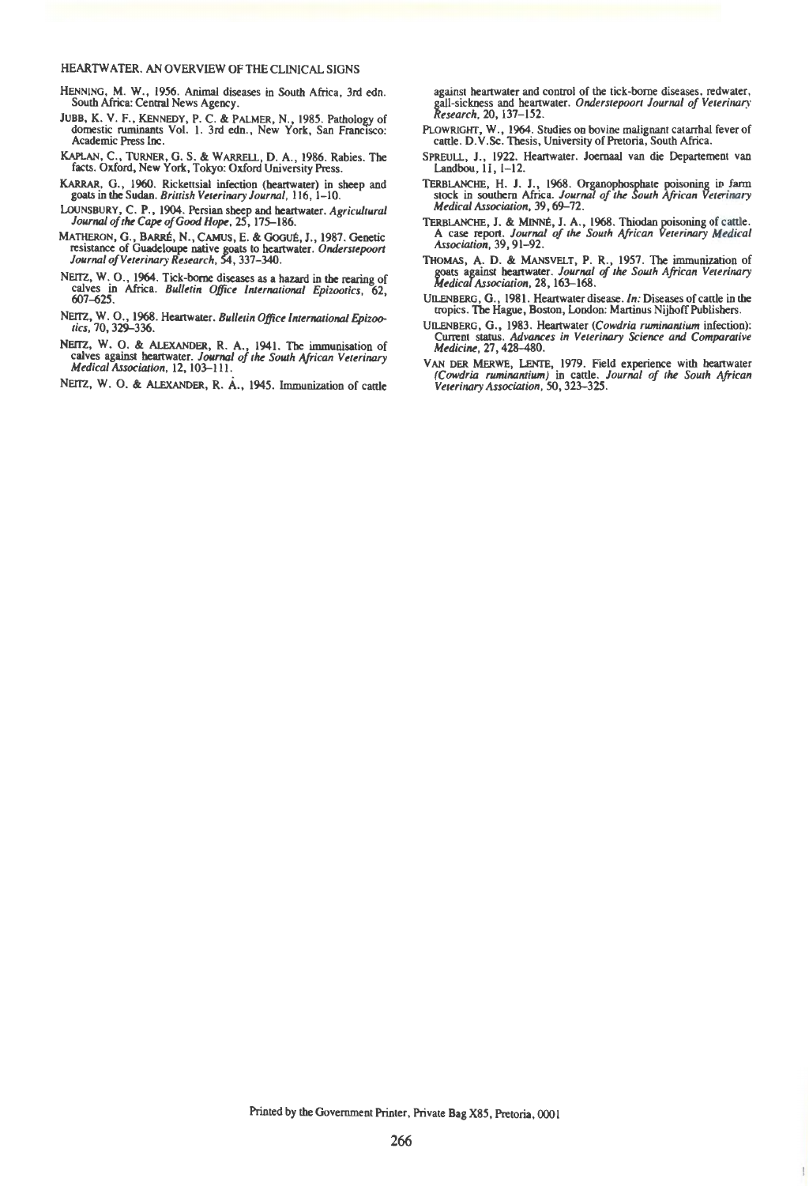HENNING, M. W., 1956. Animal diseases in South Africa, 3rd edn. South Africa: Central News Agency.

JUBB, K. V. F., KENNEDY, P. C. & PALMER, N., 1985. Pathology of domestic ruminants Vol. 1. 3rd edn., New York, San Francisco: Academic Press Inc.

KAPLAN, C., TURNER, G. S. & WARRELL, D. A., 1986. Rabies. The facts. Oxford, New York, Tokyo: Oxford University Press.

KARRAR, G., 1960. Rickettsial infection (heartwater) in sheep and goats in the Sudan. *Brittish Veterinary Journal*, 116, 1–10.

LOUNSBURY, C. P., 1904. Persian sheep and heartwater. *Agricultural Journal of the Cape of Good Hope*, 25, 175–186.

MATHERON, G., BARRÉ, N., CAMUS, E. & GOGUÉ, J., 1987. Genetic resistance of Guadeloupe native goats to heartwater. *Onderstepoort Journal of Veterinary Research*, 54, 337–340.

NEITZ, W. O., 1964. Tick-borne diseases as a hazard in the rearing of calves in Africa. *Bulletin Office International Epizootics*, 62, 607–625.

NEITZ, W. O., 1968. Heartwater. *Bulletin Office International Epizootics*, 70, 329–336.

NEITZ, W. O. & ALEXANDER, R. A., 1941. The immunisation of calves against heartwater. *Journal of the South African Veterinary Medical Association*, 12, 103–111.

NEITZ, W. O. & ALEXANDER, R. A., 1945. Immunization of cattle against heartwater and control of the tick-borne diseases, redwater, gall-sickness and heartwater. *Onderstepoort Journal of Veterinary Research*, 20, 137–152.

PLOWRIGHT, W., 1964. Studies on bovine malignant catarrhal fever of cattle. D.V.Sc. Thesis, University of Pretoria, South Africa.

SPREULL, J., 1922. Heartwater. Joernaal van die Departement van Landbou, 11, 1–12.

TERBLANCHE, H. J. J., 1968. Organophosphate poisoning in farm stock in southern Africa. *Journal of the South African Veterinary Medical Association*, 39, 69–72.

TERBLANCHE, J. & MINNÉ, J. A., 1968. Thiodan poisoning of cattle. A case report. *Journal of the South African Veterinary Medical Association*, 39, 91–92.

THOMAS, A. D. & MANSVELT, P. R., 1957. The immunization of goats against heartwater. *Journal of the South African Veterinary Medical Association*, 28, 163–168.

UILENBERG, G., 1981. Heartwater disease. *In:* Diseases of cattle in the tropics. The Hague, Boston, London: Martinus Nijhoff Publishers.

UILENBERG, G., 1983. Heartwater (*Cowdria ruminantium* infection): Current status. *Advances in Veterinary Science and Comparative Medicine*, 27, 428–480.

VAN DER MERWE, LENTE, 1979. Field experience with heartwater (*Cowdria ruminantium*) in cattle. *Journal of the South African Veterinary Association*, 50, 323–325.

Printed by the Government Printer, Private Bag X85, Pretoria, 0001